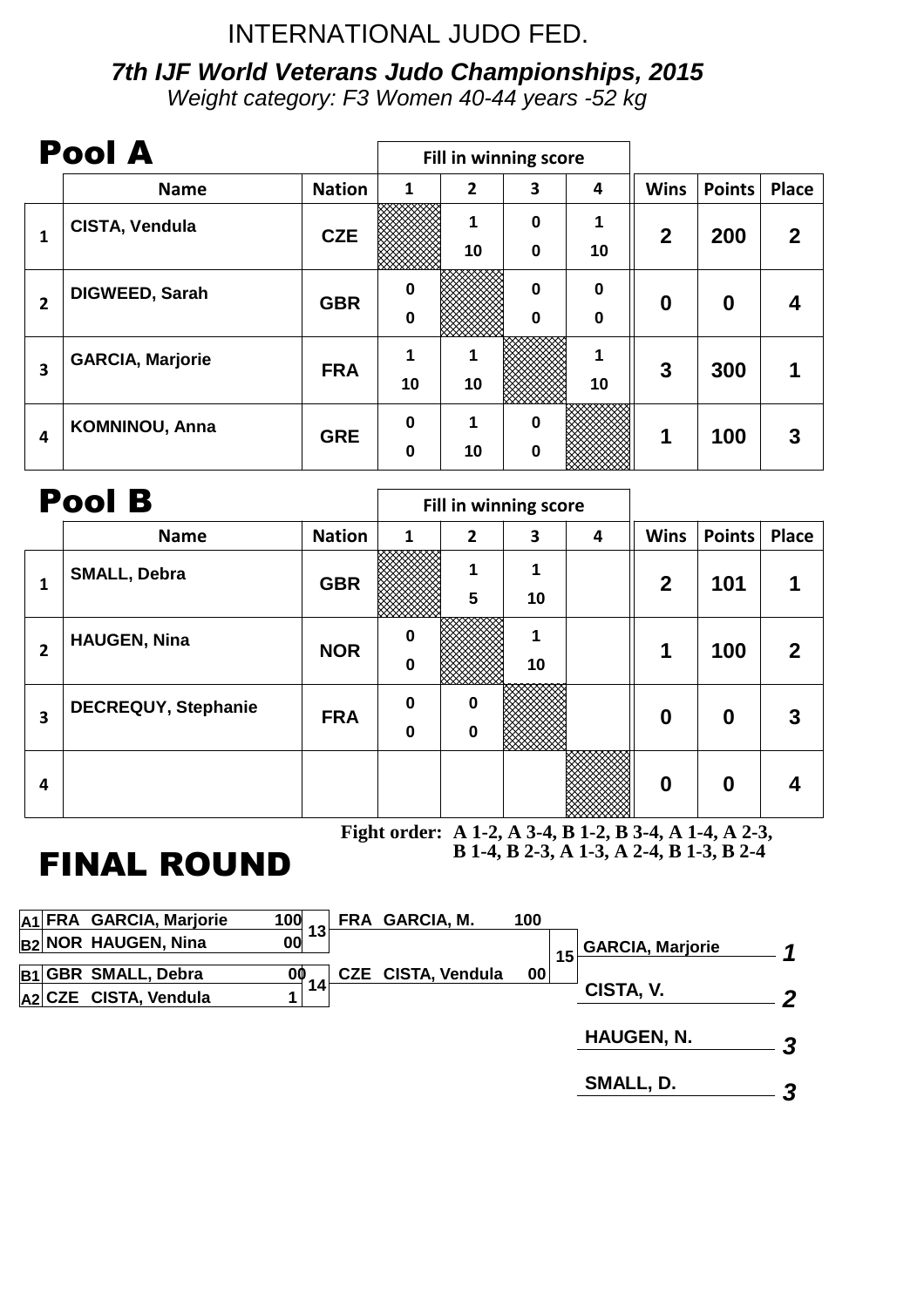INTERNATIONAL JUDO FED.

***7th IJF World Veterans Judo Championships, 2015***

*Weight category: F3 Women 40-44 years -52 kg*

## Pool A

| | Name | Nation | 1 | 2 | 3 | 4 | Wins | Points | Place |
|---|---|---|---|---|---|---|---|---|---|
| | | | Fill in winning score | | | | | | |
| 1 | CISTA, Vendula | CZE | | 1 10 | 0 0 | 1 10 | 2 | 200 | 2 |
| 2 | DIGWEED, Sarah | GBR | 0 0 | | 0 0 | 0 0 | 0 | 0 | 4 |
| 3 | GARCIA, Marjorie | FRA | 1 10 | 1 10 | | 1 10 | 3 | 300 | 1 |
| 4 | KOMNINOU, Anna | GRE | 0 0 | 1 10 | 0 0 | | 1 | 100 | 3 |

## Pool B

| | Name | Nation | 1 | 2 | 3 | 4 | Wins | Points | Place |
|---|---|---|---|---|---|---|---|---|---|
| | | | Fill in winning score | | | | | | |
| 1 | SMALL, Debra | GBR | | 1 5 | 1 10 | | 2 | 101 | 1 |
| 2 | HAUGEN, Nina | NOR | 0 0 | | 1 10 | | 1 | 100 | 2 |
| 3 | DECREQUY, Stephanie | FRA | 0 0 | 0 0 | | | 0 | 0 | 3 |
| 4 | | | | | | | 0 | 0 | 4 |

**Fight order: A 1-2, A 3-4, B 1-2, B 3-4, A 1-4, A 2-3, B 1-4, B 2-3, A 1-3, A 2-4, B 1-3, B 2-4**

## FINAL ROUND

| | Nation | Name | Score | Contest |
|---|---|---|---|---|
| A1 | FRA | GARCIA, Marjorie | 100 | 13 |
| B2 | NOR | HAUGEN, Nina | 00 | 13 |
| B1 | GBR | SMALL, Debra | 00 | 14 |
| A2 | CZE | CISTA, Vendula | 1 | 14 |

| Nation | Name | Score | Contest |
|---|---|---|---|
| FRA | GARCIA, M. | 100 | 15 |
| CZE | CISTA, Vendula | 00 | 15 |

| Name | Place |
|---|---|
| GARCIA, Marjorie | 1 |
| CISTA, V. | 2 |
| HAUGEN, N. | 3 |
| SMALL, D. | 3 |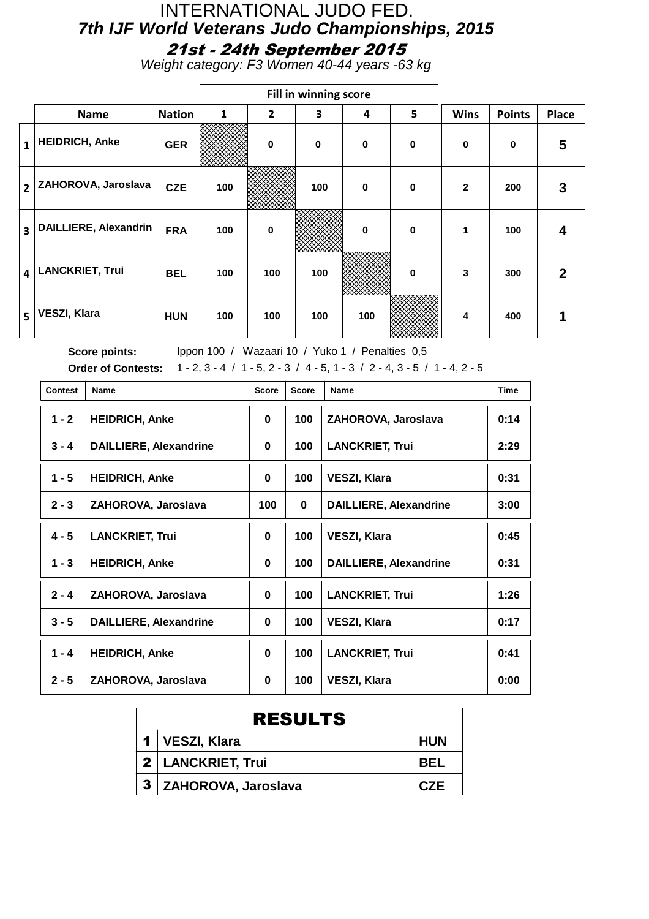# INTERNATIONAL JUDO FED.

## *7th IJF World Veterans Judo Championships, 2015*

### *21st - 24th September 2015*

*Weight category: F3 Women 40-44 years -63 kg*

| | Name | Nation | Fill in winning score 1 | 2 | 3 | 4 | 5 | Wins | Points | Place |
|---|---|---|---|---|---|---|---|---|---|---|
| 1 | HEIDRICH, Anke | GER | | 0 | 0 | 0 | 0 | 0 | 0 | 5 |
| 2 | ZAHOROVA, Jaroslava | CZE | 100 | | 100 | 0 | 0 | 2 | 200 | 3 |
| 3 | DAILLIERE, Alexandrin | FRA | 100 | 0 | | 0 | 0 | 1 | 100 | 4 |
| 4 | LANCKRIET, Trui | BEL | 100 | 100 | 100 | | 0 | 3 | 300 | 2 |
| 5 | VESZI, Klara | HUN | 100 | 100 | 100 | 100 | | 4 | 400 | 1 |

**Score points:** Ippon 100 / Wazaari 10 / Yuko 1 / Penalties 0,5

**Order of Contests:** 1 - 2, 3 - 4 / 1 - 5, 2 - 3 / 4 - 5, 1 - 3 / 2 - 4, 3 - 5 / 1 - 4, 2 - 5

| Contest | Name | Score | Score | Name | Time |
|---|---|---|---|---|---|
| 1 - 2 | HEIDRICH, Anke | 0 | 100 | ZAHOROVA, Jaroslava | 0:14 |
| 3 - 4 | DAILLIERE, Alexandrine | 0 | 100 | LANCKRIET, Trui | 2:29 |
| 1 - 5 | HEIDRICH, Anke | 0 | 100 | VESZI, Klara | 0:31 |
| 2 - 3 | ZAHOROVA, Jaroslava | 100 | 0 | DAILLIERE, Alexandrine | 3:00 |
| 4 - 5 | LANCKRIET, Trui | 0 | 100 | VESZI, Klara | 0:45 |
| 1 - 3 | HEIDRICH, Anke | 0 | 100 | DAILLIERE, Alexandrine | 0:31 |
| 2 - 4 | ZAHOROVA, Jaroslava | 0 | 100 | LANCKRIET, Trui | 1:26 |
| 3 - 5 | DAILLIERE, Alexandrine | 0 | 100 | VESZI, Klara | 0:17 |
| 1 - 4 | HEIDRICH, Anke | 0 | 100 | LANCKRIET, Trui | 0:41 |
| 2 - 5 | ZAHOROVA, Jaroslava | 0 | 100 | VESZI, Klara | 0:00 |

| RESULTS | | |
|---|---|---|
| 1 | VESZI, Klara | HUN |
| 2 | LANCKRIET, Trui | BEL |
| 3 | ZAHOROVA, Jaroslava | CZE |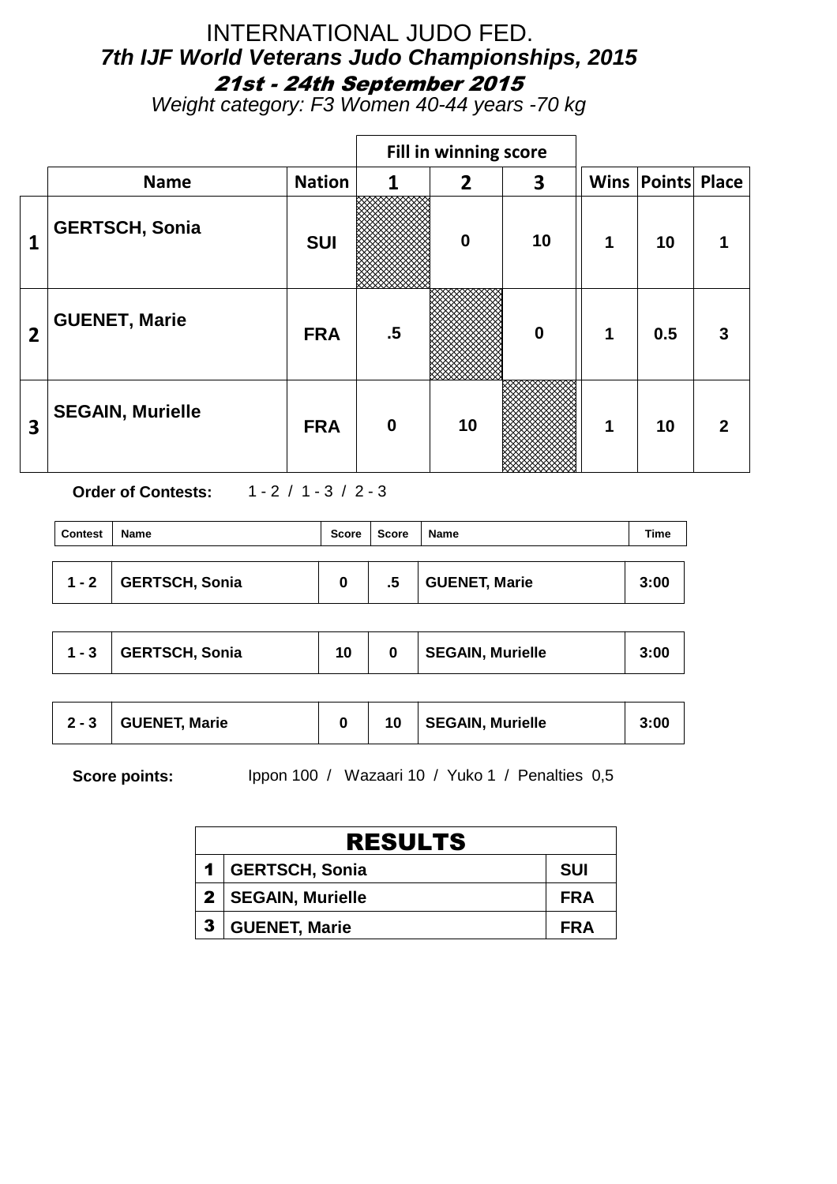# INTERNATIONAL JUDO FED.

## *7th IJF World Veterans Judo Championships, 2015*

### *21st - 24th September 2015*

*Weight category: F3 Women 40-44 years -70 kg*

| | Name | Nation | Fill in winning score 1 | 2 | 3 | Wins | Points | Place |
|---|---|---|---|---|---|---|---|---|
| 1 | GERTSCH, Sonia | SUI | | 0 | 10 | 1 | 10 | 1 |
| 2 | GUENET, Marie | FRA | .5 | | 0 | 1 | 0.5 | 3 |
| 3 | SEGAIN, Murielle | FRA | 0 | 10 | | 1 | 10 | 2 |

**Order of Contests:** 1 - 2 / 1 - 3 / 2 - 3

| Contest | Name | Score | Score | Name | Time |
|---|---|---|---|---|---|
| 1 - 2 | GERTSCH, Sonia | 0 | .5 | GUENET, Marie | 3:00 |
| 1 - 3 | GERTSCH, Sonia | 10 | 0 | SEGAIN, Murielle | 3:00 |
| 2 - 3 | GUENET, Marie | 0 | 10 | SEGAIN, Murielle | 3:00 |

**Score points:** Ippon 100 / Wazaari 10 / Yuko 1 / Penalties 0,5

| RESULTS | | |
|---|---|---|
| 1 | GERTSCH, Sonia | SUI |
| 2 | SEGAIN, Murielle | FRA |
| 3 | GUENET, Marie | FRA |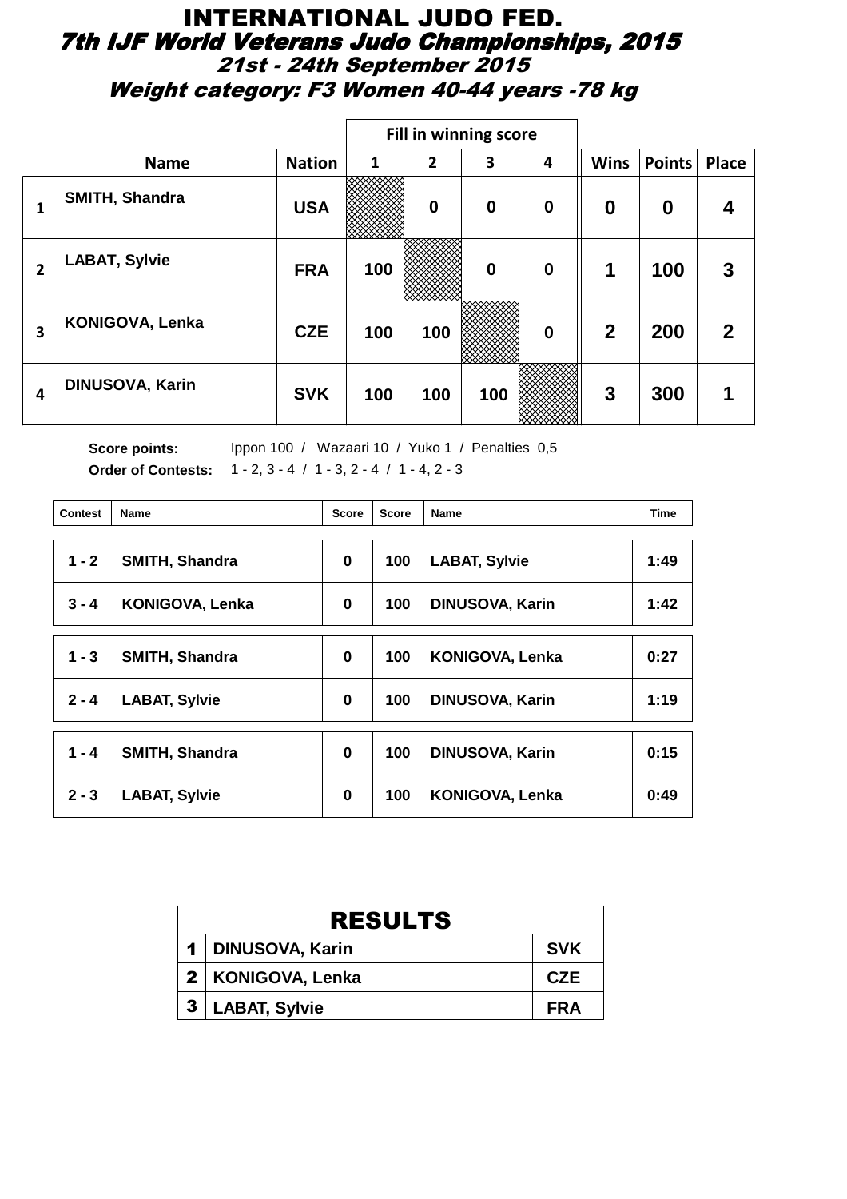# INTERNATIONAL JUDO FED.

## *7th IJF World Veterans Judo Championships, 2015*

### *21st - 24th September 2015*

### *Weight category: F3 Women 40-44 years -78 kg*

| | Name | Nation | Fill in winning score 1 | 2 | 3 | 4 | Wins | Points | Place |
|---|---|---|---|---|---|---|---|---|---|
| 1 | SMITH, Shandra | USA | | 0 | 0 | 0 | 0 | 0 | 4 |
| 2 | LABAT, Sylvie | FRA | 100 | | 0 | 0 | 1 | 100 | 3 |
| 3 | KONIGOVA, Lenka | CZE | 100 | 100 | | 0 | 2 | 200 | 2 |
| 4 | DINUSOVA, Karin | SVK | 100 | 100 | 100 | | 3 | 300 | 1 |

**Score points:** Ippon 100 / Wazaari 10 / Yuko 1 / Penalties 0,5

**Order of Contests:** 1 - 2, 3 - 4 / 1 - 3, 2 - 4 / 1 - 4, 2 - 3

| Contest | Name | Score | Score | Name | Time |
|---|---|---|---|---|---|
| 1 - 2 | SMITH, Shandra | 0 | 100 | LABAT, Sylvie | 1:49 |
| 3 - 4 | KONIGOVA, Lenka | 0 | 100 | DINUSOVA, Karin | 1:42 |
| 1 - 3 | SMITH, Shandra | 0 | 100 | KONIGOVA, Lenka | 0:27 |
| 2 - 4 | LABAT, Sylvie | 0 | 100 | DINUSOVA, Karin | 1:19 |
| 1 - 4 | SMITH, Shandra | 0 | 100 | DINUSOVA, Karin | 0:15 |
| 2 - 3 | LABAT, Sylvie | 0 | 100 | KONIGOVA, Lenka | 0:49 |

| RESULTS | | |
|---|---|---|
| 1 | DINUSOVA, Karin | SVK |
| 2 | KONIGOVA, Lenka | CZE |
| 3 | LABAT, Sylvie | FRA |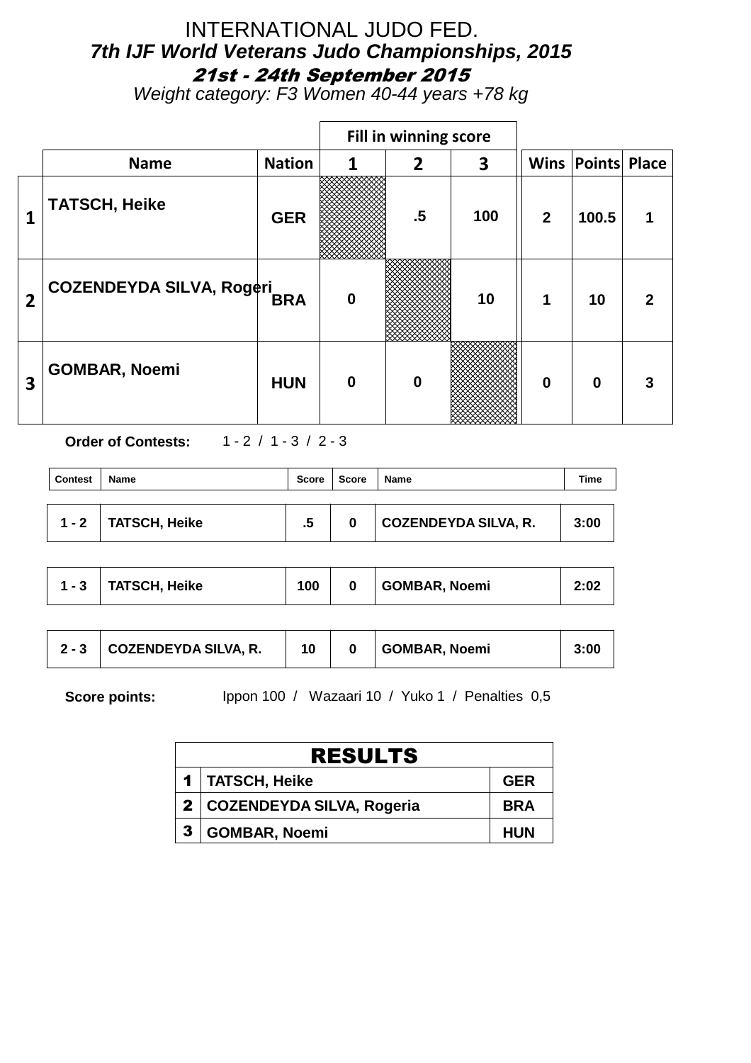# INTERNATIONAL JUDO FED.

## *7th IJF World Veterans Judo Championships, 2015*

### *21st - 24th September 2015*

*Weight category: F3 Women 40-44 years +78 kg*

| | | | Fill in winning score | | | | | |
|---|---|---|---|---|---|---|---|---|
| | **Name** | **Nation** | **1** | **2** | **3** | **Wins** | **Points** | **Place** |
| **1** | **TATSCH, Heike** | **GER** | | **.5** | **100** | **2** | **100.5** | **1** |
| **2** | **COZENDEYDA SILVA, Rogeri** | **BRA** | **0** | | **10** | **1** | **10** | **2** |
| **3** | **GOMBAR, Noemi** | **HUN** | **0** | **0** | | **0** | **0** | **3** |

**Order of Contests:** 1 - 2 / 1 - 3 / 2 - 3

| Contest | Name | Score | Score | Name | Time |
|---|---|---|---|---|---|
| **1 - 2** | **TATSCH, Heike** | **.5** | **0** | **COZENDEYDA SILVA, R.** | **3:00** |
| **1 - 3** | **TATSCH, Heike** | **100** | **0** | **GOMBAR, Noemi** | **2:02** |
| **2 - 3** | **COZENDEYDA SILVA, R.** | **10** | **0** | **GOMBAR, Noemi** | **3:00** |

**Score points:** Ippon 100 / Wazaari 10 / Yuko 1 / Penalties 0,5

| RESULTS | | |
|---|---|---|
| **1** | **TATSCH, Heike** | **GER** |
| **2** | **COZENDEYDA SILVA, Rogeria** | **BRA** |
| **3** | **GOMBAR, Noemi** | **HUN** |